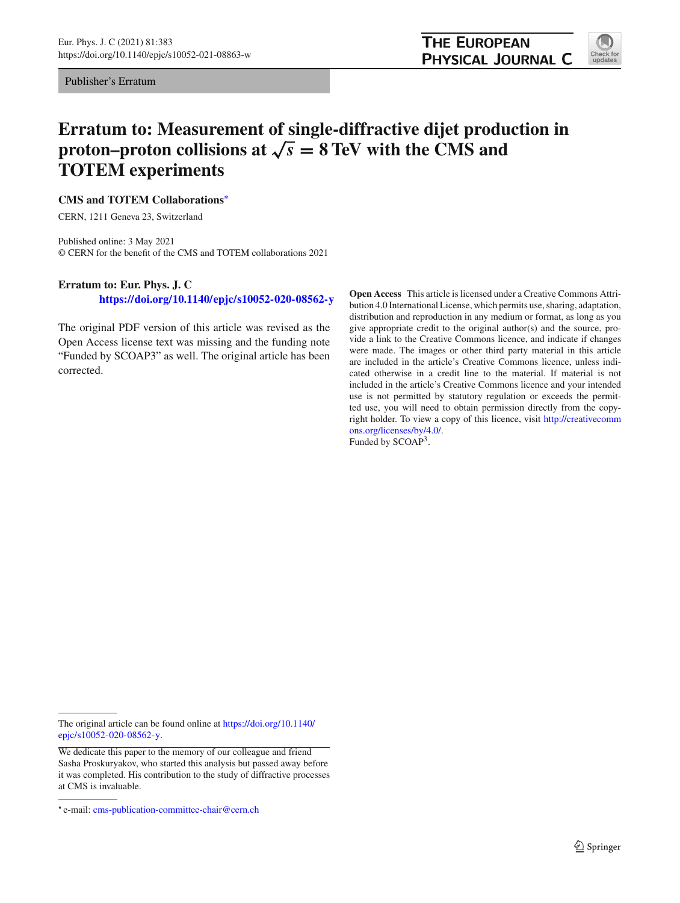Publisher's Erratum

# Erratum to: Measurement of single-diffractive dijet production in proton–proton collisions at $\sqrt{s} = 8$ TeV with the CMS and TOTEM experiments

**CMS and TOTEM Collaborations***

CERN, 1211 Geneva 23, Switzerland

Published online: 3 May 2021
© CERN for the benefit of the CMS and TOTEM collaborations 2021

**Erratum to: Eur. Phys. J. C**
**https://doi.org/10.1140/epjc/s10052-020-08562-y**

The original PDF version of this article was revised as the Open Access license text was missing and the funding note "Funded by SCOAP3" as well. The original article has been corrected.

**Open Access** This article is licensed under a Creative Commons Attribution 4.0 International License, which permits use, sharing, adaptation, distribution and reproduction in any medium or format, as long as you give appropriate credit to the original author(s) and the source, provide a link to the Creative Commons licence, and indicate if changes were made. The images or other third party material in this article are included in the article's Creative Commons licence, unless indicated otherwise in a credit line to the material. If material is not included in the article's Creative Commons licence and your intended use is not permitted by statutory regulation or exceeds the permitted use, you will need to obtain permission directly from the copyright holder. To view a copy of this licence, visit http://creativecommons.org/licenses/by/4.0/.
Funded by SCOAP$^3$.

The original article can be found online at https://doi.org/10.1140/epjc/s10052-020-08562-y.

We dedicate this paper to the memory of our colleague and friend Sasha Proskuryakov, who started this analysis but passed away before it was completed. His contribution to the study of diffractive processes at CMS is invaluable.

* e-mail: cms-publication-committee-chair@cern.ch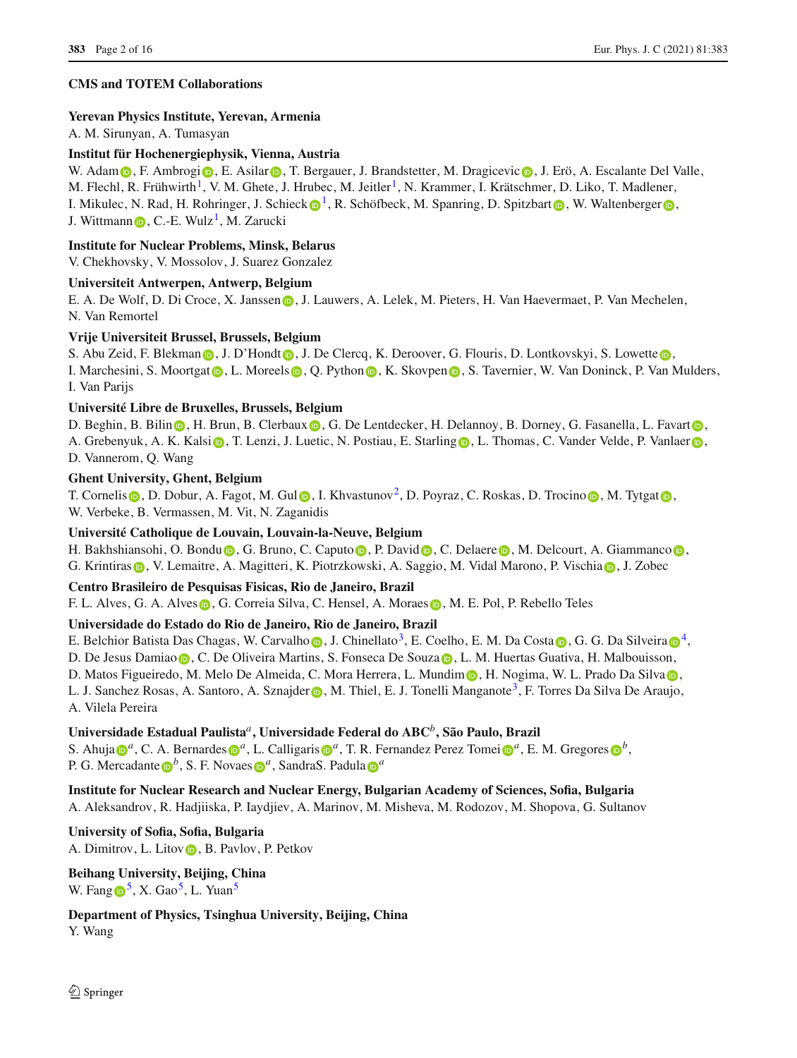### CMS and TOTEM Collaborations

**Yerevan Physics Institute, Yerevan, Armenia**

A. M. Sirunyan, A. Tumasyan

**Institut für Hochenergiephysik, Vienna, Austria**

W. Adam, F. Ambrogi, E. Asilar, T. Bergauer, J. Brandstetter, M. Dragicevic, J. Erö, A. Escalante Del Valle, M. Flechl, R. Frühwirth[1], V. M. Ghete, J. Hrubec, M. Jeitler[1], N. Krammer, I. Krätschmer, D. Liko, T. Madlener, I. Mikulec, N. Rad, H. Rohringer, J. Schieck[1], R. Schöfbeck, M. Spanring, D. Spitzbart, W. Waltenberger, J. Wittmann, C.-E. Wulz[1], M. Zarucki

**Institute for Nuclear Problems, Minsk, Belarus**

V. Chekhovsky, V. Mossolov, J. Suarez Gonzalez

**Universiteit Antwerpen, Antwerp, Belgium**

E. A. De Wolf, D. Di Croce, X. Janssen, J. Lauwers, A. Lelek, M. Pieters, H. Van Haevermaet, P. Van Mechelen, N. Van Remortel

**Vrije Universiteit Brussel, Brussels, Belgium**

S. Abu Zeid, F. Blekman, J. D'Hondt, J. De Clercq, K. Deroover, G. Flouris, D. Lontkovskyi, S. Lowette, I. Marchesini, S. Moortgat, L. Moreels, Q. Python, K. Skovpen, S. Tavernier, W. Van Doninck, P. Van Mulders, I. Van Parijs

**Université Libre de Bruxelles, Brussels, Belgium**

D. Beghin, B. Bilin, H. Brun, B. Clerbaux, G. De Lentdecker, H. Delannoy, B. Dorney, G. Fasanella, L. Favart, A. Grebenyuk, A. K. Kalsi, T. Lenzi, J. Luetic, N. Postiau, E. Starling, L. Thomas, C. Vander Velde, P. Vanlaer, D. Vannerom, Q. Wang

**Ghent University, Ghent, Belgium**

T. Cornelis, D. Dobur, A. Fagot, M. Gul, I. Khvastunov[2], D. Poyraz, C. Roskas, D. Trocino, M. Tytgat, W. Verbeke, B. Vermassen, M. Vit, N. Zaganidis

**Université Catholique de Louvain, Louvain-la-Neuve, Belgium**

H. Bakhshiansohi, O. Bondu, G. Bruno, C. Caputo, P. David, C. Delaere, M. Delcourt, A. Giammanco, G. Krintiras, V. Lemaitre, A. Magitteri, K. Piotrzkowski, A. Saggio, M. Vidal Marono, P. Vischia, J. Zobec

**Centro Brasileiro de Pesquisas Fisicas, Rio de Janeiro, Brazil**

F. L. Alves, G. A. Alves, G. Correia Silva, C. Hensel, A. Moraes, M. E. Pol, P. Rebello Teles

**Universidade do Estado do Rio de Janeiro, Rio de Janeiro, Brazil**

E. Belchior Batista Das Chagas, W. Carvalho, J. Chinellato[3], E. Coelho, E. M. Da Costa, G. G. Da Silveira[4], D. De Jesus Damiao, C. De Oliveira Martins, S. Fonseca De Souza, L. M. Huertas Guativa, H. Malbouisson, D. Matos Figueiredo, M. Melo De Almeida, C. Mora Herrera, L. Mundim, H. Nogima, W. L. Prado Da Silva, L. J. Sanchez Rosas, A. Santoro, A. Sznajder, M. Thiel, E. J. Tonelli Manganote[3], F. Torres Da Silva De Araujo, A. Vilela Pereira

**Universidade Estadual Paulista[a], Universidade Federal do ABC[b], São Paulo, Brazil**

S. Ahuja[a], C. A. Bernardes[a], L. Calligaris[a], T. R. Fernandez Perez Tomei[a], E. M. Gregores[b], P. G. Mercadante[b], S. F. Novaes[a], SandraS. Padula[a]

**Institute for Nuclear Research and Nuclear Energy, Bulgarian Academy of Sciences, Sofia, Bulgaria**

A. Aleksandrov, R. Hadjiiska, P. Iaydjiev, A. Marinov, M. Misheva, M. Rodozov, M. Shopova, G. Sultanov

**University of Sofia, Sofia, Bulgaria**

A. Dimitrov, L. Litov, B. Pavlov, P. Petkov

**Beihang University, Beijing, China**

W. Fang[5], X. Gao[5], L. Yuan[5]

**Department of Physics, Tsinghua University, Beijing, China**

Y. Wang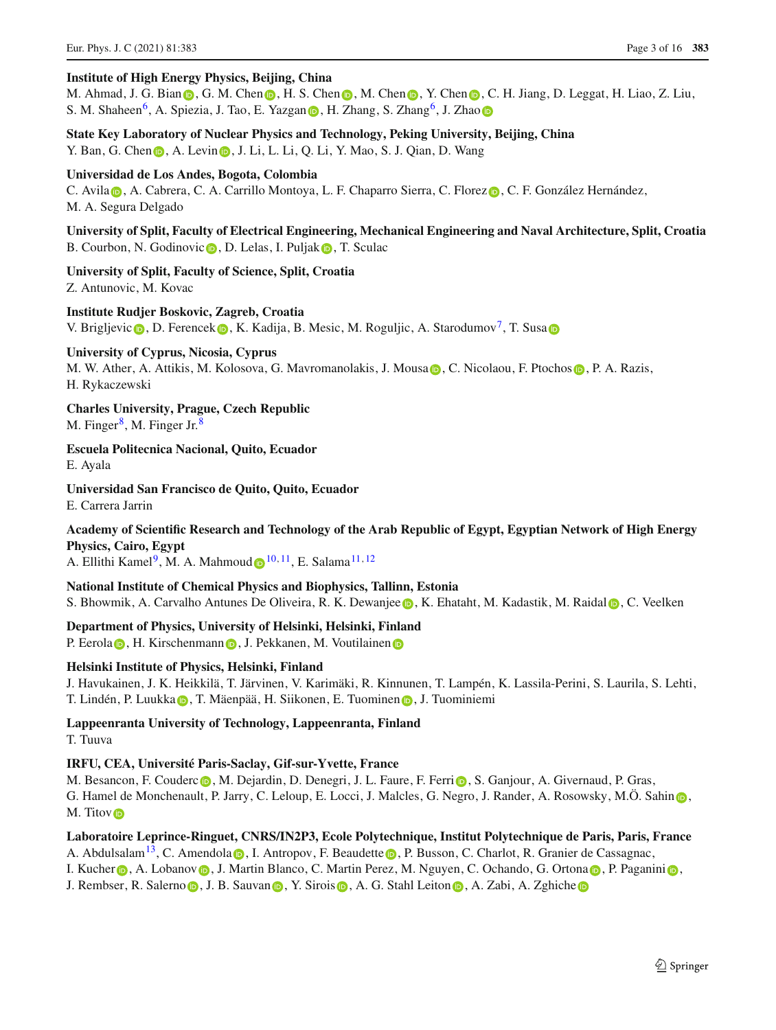**Institute of High Energy Physics, Beijing, China**
M. Ahmad, J. G. Bian, G. M. Chen, H. S. Chen, M. Chen, Y. Chen, C. H. Jiang, D. Leggat, H. Liao, Z. Liu, S. M. Shaheen[6], A. Spiezia, J. Tao, E. Yazgan, H. Zhang, S. Zhang[6], J. Zhao

**State Key Laboratory of Nuclear Physics and Technology, Peking University, Beijing, China**
Y. Ban, G. Chen, A. Levin, J. Li, L. Li, Q. Li, Y. Mao, S. J. Qian, D. Wang

**Universidad de Los Andes, Bogota, Colombia**
C. Avila, A. Cabrera, C. A. Carrillo Montoya, L. F. Chaparro Sierra, C. Florez, C. F. González Hernández, M. A. Segura Delgado

**University of Split, Faculty of Electrical Engineering, Mechanical Engineering and Naval Architecture, Split, Croatia**
B. Courbon, N. Godinovic, D. Lelas, I. Puljak, T. Sculac

**University of Split, Faculty of Science, Split, Croatia**
Z. Antunovic, M. Kovac

**Institute Rudjer Boskovic, Zagreb, Croatia**
V. Brigljevic, D. Ferencek, K. Kadija, B. Mesic, M. Roguljic, A. Starodumov[7], T. Susa

**University of Cyprus, Nicosia, Cyprus**
M. W. Ather, A. Attikis, M. Kolosova, G. Mavromanolakis, J. Mousa, C. Nicolaou, F. Ptochos, P. A. Razis, H. Rykaczewski

**Charles University, Prague, Czech Republic**
M. Finger[8], M. Finger Jr.[8]

**Escuela Politecnica Nacional, Quito, Ecuador**
E. Ayala

**Universidad San Francisco de Quito, Quito, Ecuador**
E. Carrera Jarrin

**Academy of Scientific Research and Technology of the Arab Republic of Egypt, Egyptian Network of High Energy Physics, Cairo, Egypt**
A. Ellithi Kamel[9], M. A. Mahmoud[10,11], E. Salama[11,12]

**National Institute of Chemical Physics and Biophysics, Tallinn, Estonia**
S. Bhowmik, A. Carvalho Antunes De Oliveira, R. K. Dewanjee, K. Ehataht, M. Kadastik, M. Raidal, C. Veelken

**Department of Physics, University of Helsinki, Helsinki, Finland**
P. Eerola, H. Kirschenmann, J. Pekkanen, M. Voutilainen

**Helsinki Institute of Physics, Helsinki, Finland**
J. Havukainen, J. K. Heikkilä, T. Järvinen, V. Karimäki, R. Kinnunen, T. Lampén, K. Lassila-Perini, S. Laurila, S. Lehti, T. Lindén, P. Luukka, T. Mäenpää, H. Siikonen, E. Tuominen, J. Tuominiemi

**Lappeenranta University of Technology, Lappeenranta, Finland**
T. Tuuva

**IRFU, CEA, Université Paris-Saclay, Gif-sur-Yvette, France**
M. Besancon, F. Couderc, M. Dejardin, D. Denegri, J. L. Faure, F. Ferri, S. Ganjour, A. Givernaud, P. Gras, G. Hamel de Monchenault, P. Jarry, C. Leloup, E. Locci, J. Malcles, G. Negro, J. Rander, A. Rosowsky, M.Ö. Sahin, M. Titov

**Laboratoire Leprince-Ringuet, CNRS/IN2P3, Ecole Polytechnique, Institut Polytechnique de Paris, Paris, France**
A. Abdulsalam[13], C. Amendola, I. Antropov, F. Beaudette, P. Busson, C. Charlot, R. Granier de Cassagnac, I. Kucher, A. Lobanov, J. Martin Blanco, C. Martin Perez, M. Nguyen, C. Ochando, G. Ortona, P. Paganini, J. Rembser, R. Salerno, J. B. Sauvan, Y. Sirois, A. G. Stahl Leiton, A. Zabi, A. Zghiche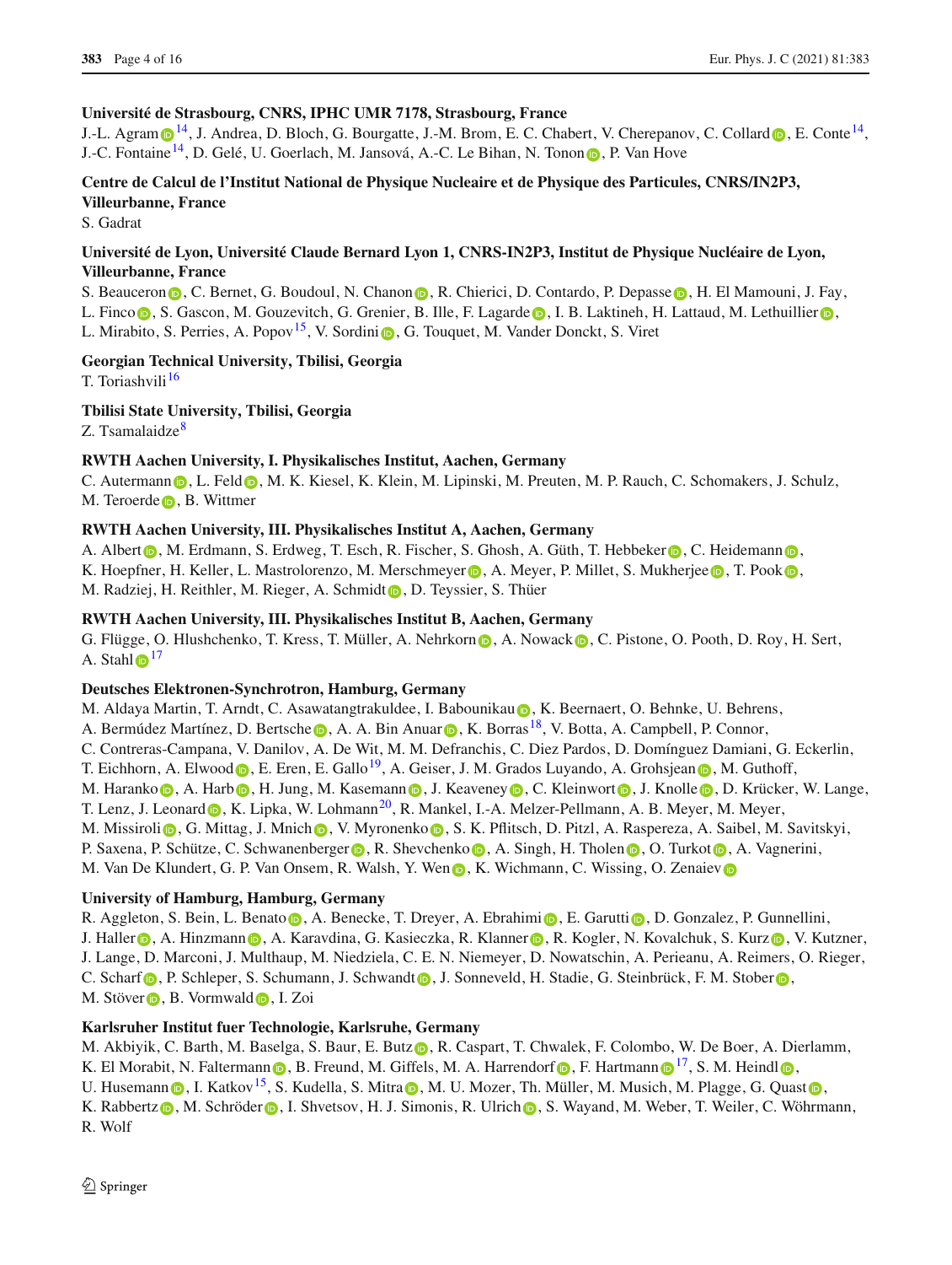**Université de Strasbourg, CNRS, IPHC UMR 7178, Strasbourg, France**
J.-L. Agram[14], J. Andrea, D. Bloch, G. Bourgatte, J.-M. Brom, E. C. Chabert, V. Cherepanov, C. Collard, E. Conte[14], J.-C. Fontaine[14], D. Gelé, U. Goerlach, M. Jansová, A.-C. Le Bihan, N. Tonon, P. Van Hove

**Centre de Calcul de l'Institut National de Physique Nucleaire et de Physique des Particules, CNRS/IN2P3, Villeurbanne, France**
S. Gadrat

**Université de Lyon, Université Claude Bernard Lyon 1, CNRS-IN2P3, Institut de Physique Nucléaire de Lyon, Villeurbanne, France**
S. Beauceron, C. Bernet, G. Boudoul, N. Chanon, R. Chierici, D. Contardo, P. Depasse, H. El Mamouni, J. Fay, L. Finco, S. Gascon, M. Gouzevitch, G. Grenier, B. Ille, F. Lagarde, I. B. Laktineh, H. Lattaud, M. Lethuillier, L. Mirabito, S. Perries, A. Popov[15], V. Sordini, G. Touquet, M. Vander Donckt, S. Viret

**Georgian Technical University, Tbilisi, Georgia**
T. Toriashvili[16]

**Tbilisi State University, Tbilisi, Georgia**
Z. Tsamalaidze[8]

**RWTH Aachen University, I. Physikalisches Institut, Aachen, Germany**
C. Autermann, L. Feld, M. K. Kiesel, K. Klein, M. Lipinski, M. Preuten, M. P. Rauch, C. Schomakers, J. Schulz, M. Teroerde, B. Wittmer

**RWTH Aachen University, III. Physikalisches Institut A, Aachen, Germany**
A. Albert, M. Erdmann, S. Erdweg, T. Esch, R. Fischer, S. Ghosh, A. Güth, T. Hebbeker, C. Heidemann, K. Hoepfner, H. Keller, L. Mastrolorenzo, M. Merschmeyer, A. Meyer, P. Millet, S. Mukherjee, T. Pook, M. Radziej, H. Reithler, M. Rieger, A. Schmidt, D. Teyssier, S. Thüer

**RWTH Aachen University, III. Physikalisches Institut B, Aachen, Germany**
G. Flügge, O. Hlushchenko, T. Kress, T. Müller, A. Nehrkorn, A. Nowack, C. Pistone, O. Pooth, D. Roy, H. Sert, A. Stahl[17]

**Deutsches Elektronen-Synchrotron, Hamburg, Germany**
M. Aldaya Martin, T. Arndt, C. Asawatangtrakuldee, I. Babounikau, K. Beernaert, O. Behnke, U. Behrens, A. Bermúdez Martínez, D. Bertsche, A. A. Bin Anuar, K. Borras[18], V. Botta, A. Campbell, P. Connor, C. Contreras-Campana, V. Danilov, A. De Wit, M. M. Defranchis, C. Diez Pardos, D. Domínguez Damiani, G. Eckerlin, T. Eichhorn, A. Elwood, E. Eren, E. Gallo[19], A. Geiser, J. M. Grados Luyando, A. Grohsjean, M. Guthoff, M. Haranko, A. Harb, H. Jung, M. Kasemann, J. Keaveney, C. Kleinwort, J. Knolle, D. Krücker, W. Lange, T. Lenz, J. Leonard, K. Lipka, W. Lohmann[20], R. Mankel, I.-A. Melzer-Pellmann, A. B. Meyer, M. Meyer, M. Missiroli, G. Mittag, J. Mnich, V. Myronenko, S. K. Pflitsch, D. Pitzl, A. Raspereza, A. Saibel, M. Savitskyi, P. Saxena, P. Schütze, C. Schwanenberger, R. Shevchenko, A. Singh, H. Tholen, O. Turkot, A. Vagnerini, M. Van De Klundert, G. P. Van Onsem, R. Walsh, Y. Wen, K. Wichmann, C. Wissing, O. Zenaiev

**University of Hamburg, Hamburg, Germany**
R. Aggleton, S. Bein, L. Benato, A. Benecke, T. Dreyer, A. Ebrahimi, E. Garutti, D. Gonzalez, P. Gunnellini, J. Haller, A. Hinzmann, A. Karavdina, G. Kasieczka, R. Klanner, R. Kogler, N. Kovalchuk, S. Kurz, V. Kutzner, J. Lange, D. Marconi, J. Multhaup, M. Niedziela, C. E. N. Niemeyer, D. Nowatschin, A. Perieanu, A. Reimers, O. Rieger, C. Scharf, P. Schleper, S. Schumann, J. Schwandt, J. Sonneveld, H. Stadie, G. Steinbrück, F. M. Stober, M. Stöver, B. Vormwald, I. Zoi

**Karlsruher Institut fuer Technologie, Karlsruhe, Germany**
M. Akbiyik, C. Barth, M. Baselga, S. Baur, E. Butz, R. Caspart, T. Chwalek, F. Colombo, W. De Boer, A. Dierlamm, K. El Morabit, N. Faltermann, B. Freund, M. Giffels, M. A. Harrendorf, F. Hartmann[17], S. M. Heindl, U. Husemann, I. Katkov[15], S. Kudella, S. Mitra, M. U. Mozer, Th. Müller, M. Musich, M. Plagge, G. Quast, K. Rabbertz, M. Schröder, I. Shvetsov, H. J. Simonis, R. Ulrich, S. Wayand, M. Weber, T. Weiler, C. Wöhrmann, R. Wolf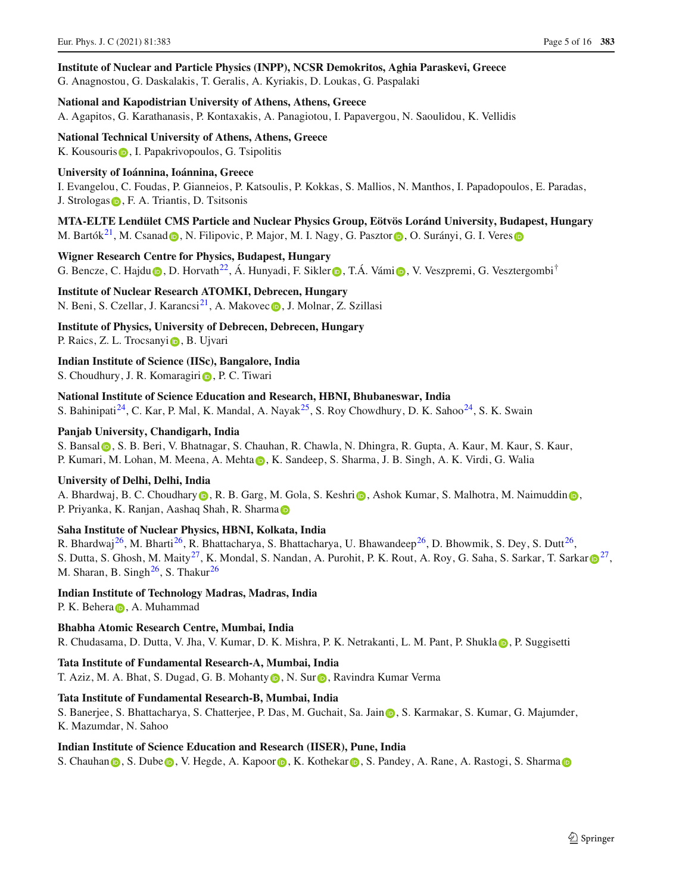**Institute of Nuclear and Particle Physics (INPP), NCSR Demokritos, Aghia Paraskevi, Greece**
G. Anagnostou, G. Daskalakis, T. Geralis, A. Kyriakis, D. Loukas, G. Paspalaki

**National and Kapodistrian University of Athens, Athens, Greece**
A. Agapitos, G. Karathanasis, P. Kontaxakis, A. Panagiotou, I. Papavergou, N. Saoulidou, K. Vellidis

**National Technical University of Athens, Athens, Greece**
K. Kousouris, I. Papakrivopoulos, G. Tsipolitis

**University of Ioánnina, Ioánnina, Greece**
I. Evangelou, C. Foudas, P. Gianneios, P. Katsoulis, P. Kokkas, S. Mallios, N. Manthos, I. Papadopoulos, E. Paradas, J. Strologas, F. A. Triantis, D. Tsitsonis

**MTA-ELTE Lendület CMS Particle and Nuclear Physics Group, Eötvös Loránd University, Budapest, Hungary**
M. Bartók[21], M. Csanad, N. Filipovic, P. Major, M. I. Nagy, G. Pasztor, O. Surányi, G. I. Veres

**Wigner Research Centre for Physics, Budapest, Hungary**
G. Bencze, C. Hajdu, D. Horvath[22], Á. Hunyadi, F. Sikler, T.Á. Vámi, V. Veszpremi, G. Vesztergombi[†]

**Institute of Nuclear Research ATOMKI, Debrecen, Hungary**
N. Beni, S. Czellar, J. Karancsi[21], A. Makovec, J. Molnar, Z. Szillasi

**Institute of Physics, University of Debrecen, Debrecen, Hungary**
P. Raics, Z. L. Trocsanyi, B. Ujvari

**Indian Institute of Science (IISc), Bangalore, India**
S. Choudhury, J. R. Komaragiri, P. C. Tiwari

**National Institute of Science Education and Research, HBNI, Bhubaneswar, India**
S. Bahinipati[24], C. Kar, P. Mal, K. Mandal, A. Nayak[25], S. Roy Chowdhury, D. K. Sahoo[24], S. K. Swain

**Panjab University, Chandigarh, India**
S. Bansal, S. B. Beri, V. Bhatnagar, S. Chauhan, R. Chawla, N. Dhingra, R. Gupta, A. Kaur, M. Kaur, S. Kaur, P. Kumari, M. Lohan, M. Meena, A. Mehta, K. Sandeep, S. Sharma, J. B. Singh, A. K. Virdi, G. Walia

**University of Delhi, Delhi, India**
A. Bhardwaj, B. C. Choudhary, R. B. Garg, M. Gola, S. Keshri, Ashok Kumar, S. Malhotra, M. Naimuddin, P. Priyanka, K. Ranjan, Aashaq Shah, R. Sharma

**Saha Institute of Nuclear Physics, HBNI, Kolkata, India**
R. Bhardwaj[26], M. Bharti[26], R. Bhattacharya, S. Bhattacharya, U. Bhawandeep[26], D. Bhowmik, S. Dey, S. Dutt[26], S. Dutta, S. Ghosh, M. Maity[27], K. Mondal, S. Nandan, A. Purohit, P. K. Rout, A. Roy, G. Saha, S. Sarkar, T. Sarkar[27], M. Sharan, B. Singh[26], S. Thakur[26]

**Indian Institute of Technology Madras, Madras, India**
P. K. Behera, A. Muhammad

**Bhabha Atomic Research Centre, Mumbai, India**
R. Chudasama, D. Dutta, V. Jha, V. Kumar, D. K. Mishra, P. K. Netrakanti, L. M. Pant, P. Shukla, P. Suggisetti

**Tata Institute of Fundamental Research-A, Mumbai, India**
T. Aziz, M. A. Bhat, S. Dugad, G. B. Mohanty, N. Sur, Ravindra Kumar Verma

**Tata Institute of Fundamental Research-B, Mumbai, India**
S. Banerjee, S. Bhattacharya, S. Chatterjee, P. Das, M. Guchait, Sa. Jain, S. Karmakar, S. Kumar, G. Majumder, K. Mazumdar, N. Sahoo

**Indian Institute of Science Education and Research (IISER), Pune, India**
S. Chauhan, S. Dube, V. Hegde, A. Kapoor, K. Kothekar, S. Pandey, A. Rane, A. Rastogi, S. Sharma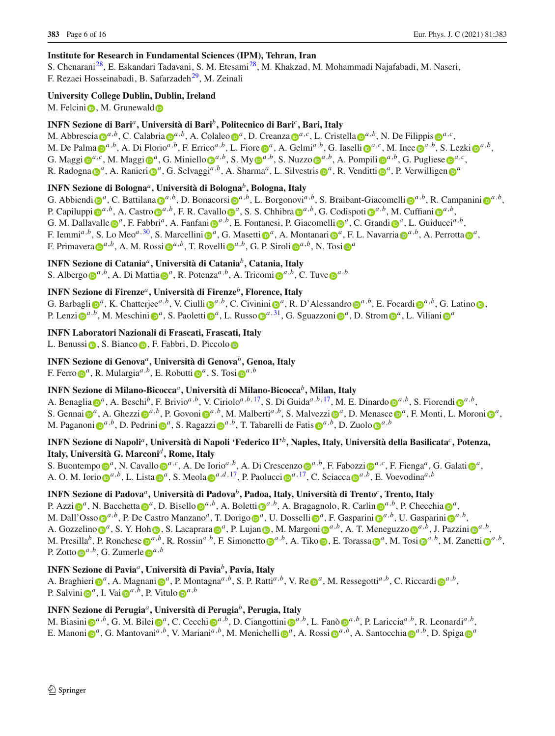**Institute for Research in Fundamental Sciences (IPM), Tehran, Iran**
S. Chenarani[28], E. Eskandari Tadavani, S. M. Etesami[28], M. Khakzad, M. Mohammadi Najafabadi, M. Naseri, F. Rezaei Hosseinabadi, B. Safarzadeh[29], M. Zeinali

**University College Dublin, Dublin, Ireland**
M. Felcini, M. Grunewald

**INFN Sezione di Bari[a], Università di Bari[b], Politecnico di Bari[c], Bari, Italy**
M. Abbrescia[a,b], C. Calabria[a,b], A. Colaleo[a], D. Creanza[a,c], L. Cristella[a,b], N. De Filippis[a,c], M. De Palma[a,b], A. Di Florio[a,b], F. Errico[a,b], L. Fiore[a], A. Gelmi[a,b], G. Iaselli[a,c], M. Ince[a,b], S. Lezki[a,b], G. Maggi[a,c], M. Maggi[a], G. Miniello[a,b], S. My[a,b], S. Nuzzo[a,b], A. Pompili[a,b], G. Pugliese[a,c], R. Radogna[a], A. Ranieri[a], G. Selvaggi[a,b], A. Sharma[a], L. Silvestris[a], R. Venditti[a], P. Verwilligen[a]

**INFN Sezione di Bologna[a], Università di Bologna[b], Bologna, Italy**
G. Abbiendi[a], C. Battilana[a,b], D. Bonacorsi[a,b], L. Borgonovi[a,b], S. Braibant-Giacomelli[a,b], R. Campanini[a,b], P. Capiluppi[a,b], A. Castro[a,b], F. R. Cavallo[a], S. S. Chhibra[a,b], G. Codispoti[a,b], M. Cuffiani[a,b], G. M. Dallavalle[a], F. Fabbri[a], A. Fanfani[a,b], E. Fontanesi, P. Giacomelli[a], C. Grandi[a], L. Guiducci[a,b], F. Iemmi[a,b], S. Lo Meo[a,30], S. Marcellini[a], G. Masetti[a], A. Montanari[a], F. L. Navarria[a,b], A. Perrotta[a], F. Primavera[a,b], A. M. Rossi[a,b], T. Rovelli[a,b], G. P. Siroli[a,b], N. Tosi[a]

**INFN Sezione di Catania[a], Università di Catania[b], Catania, Italy**
S. Albergo[a,b], A. Di Mattia[a], R. Potenza[a,b], A. Tricomi[a,b], C. Tuve[a,b]

**INFN Sezione di Firenze[a], Università di Firenze[b], Florence, Italy**
G. Barbagli[a], K. Chatterjee[a,b], V. Ciulli[a,b], C. Civinini[a], R. D'Alessandro[a,b], E. Focardi[a,b], G. Latino, P. Lenzi[a,b], M. Meschini[a], S. Paoletti[a], L. Russo[a,31], G. Sguazzoni[a], D. Strom[a], L. Viliani[a]

**INFN Laboratori Nazionali di Frascati, Frascati, Italy**
L. Benussi, S. Bianco, F. Fabbri, D. Piccolo

**INFN Sezione di Genova[a], Università di Genova[b], Genoa, Italy**
F. Ferro[a], R. Mulargia[a,b], E. Robutti[a], S. Tosi[a,b]

**INFN Sezione di Milano-Bicocca[a], Università di Milano-Bicocca[b], Milan, Italy**
A. Benaglia[a], A. Beschi[b], F. Brivio[a,b], V. Ciriolo[a,b,17], S. Di Guida[a,b,17], M. E. Dinardo[a,b], S. Fiorendi[a,b], S. Gennai[a], A. Ghezzi[a,b], P. Govoni[a,b], M. Malberti[a,b], S. Malvezzi[a], D. Menasce[a], F. Monti, L. Moroni[a], M. Paganoni[a,b], D. Pedrini[a], S. Ragazzi[a,b], T. Tabarelli de Fatis[a,b], D. Zuolo[a,b]

**INFN Sezione di Napoli[a], Università di Napoli 'Federico II'[b], Naples, Italy, Università della Basilicata[c], Potenza, Italy, Università G. Marconi[d], Rome, Italy**
S. Buontempo[a], N. Cavallo[a,c], A. De Iorio[a,b], A. Di Crescenzo[a,b], F. Fabozzi[a,c], F. Fienga[a], G. Galati[a], A. O. M. Iorio[a,b], L. Lista[a], S. Meola[a,d,17], P. Paolucci[a,17], C. Sciacca[a,b], E. Voevodina[a,b]

**INFN Sezione di Padova[a], Università di Padova[b], Padoa, Italy, Università di Trento[c], Trento, Italy**
P. Azzi[a], N. Bacchetta[a], D. Bisello[a,b], A. Boletti[a,b], A. Bragagnolo, R. Carlin[a,b], P. Checchia[a], M. Dall'Osso[a,b], P. De Castro Manzano[a], T. Dorigo[a], U. Dosselli[a], F. Gasparini[a,b], U. Gasparini[a,b], A. Gozzelino[a], S. Y. Hoh, S. Lacaprara[a], P. Lujan, M. Margoni[a,b], A. T. Meneguzzo[a,b], J. Pazzini[a,b], M. Presilla[b], P. Ronchese[a,b], R. Rossin[a,b], F. Simonetto[a,b], A. Tiko, E. Torassa[a], M. Tosi[a,b], M. Zanetti[a,b], P. Zotto[a,b], G. Zumerle[a,b]

**INFN Sezione di Pavia[a], Università di Pavia[b], Pavia, Italy**
A. Braghieri[a], A. Magnani[a], P. Montagna[a,b], S. P. Ratti[a,b], V. Re[a], M. Ressegotti[a,b], C. Riccardi[a,b], P. Salvini[a], I. Vai[a,b], P. Vitulo[a,b]

**INFN Sezione di Perugia[a], Università di Perugia[b], Perugia, Italy**
M. Biasini[a,b], G. M. Bilei[a], C. Cecchi[a,b], D. Ciangottini[a,b], L. Fanò[a,b], P. Lariccia[a,b], R. Leonardi[a,b], E. Manoni[a], G. Mantovani[a,b], V. Mariani[a,b], M. Menichelli[a], A. Rossi[a,b], A. Santocchia[a,b], D. Spiga[a]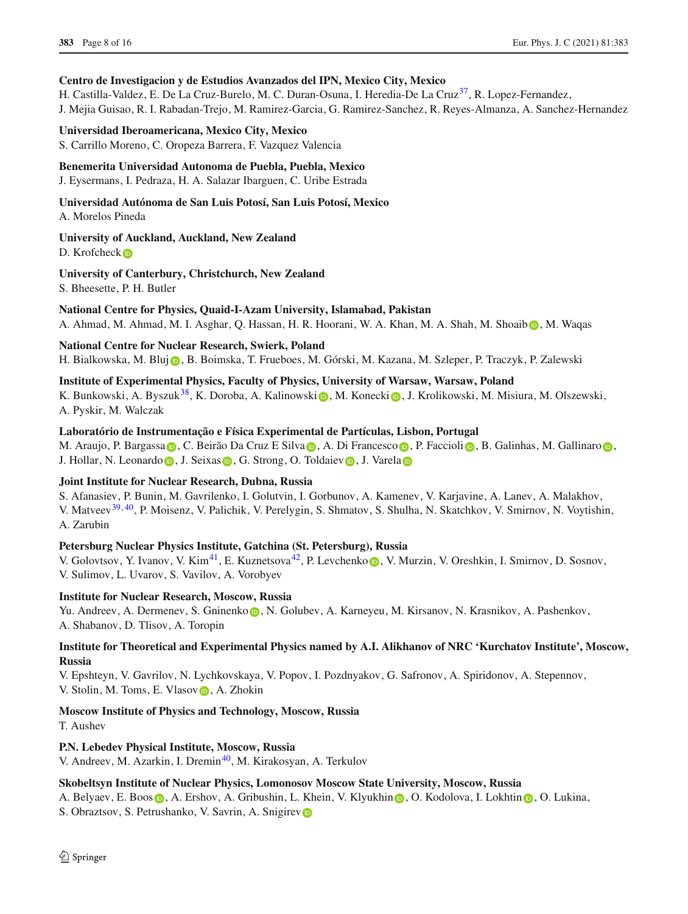**Centro de Investigacion y de Estudios Avanzados del IPN, Mexico City, Mexico**
H. Castilla-Valdez, E. De La Cruz-Burelo, M. C. Duran-Osuna, I. Heredia-De La Cruz[37], R. Lopez-Fernandez, J. Mejia Guisao, R. I. Rabadan-Trejo, M. Ramirez-Garcia, G. Ramirez-Sanchez, R. Reyes-Almanza, A. Sanchez-Hernandez

**Universidad Iberoamericana, Mexico City, Mexico**
S. Carrillo Moreno, C. Oropeza Barrera, F. Vazquez Valencia

**Benemerita Universidad Autonoma de Puebla, Puebla, Mexico**
J. Eysermans, I. Pedraza, H. A. Salazar Ibarguen, C. Uribe Estrada

**Universidad Autónoma de San Luis Potosí, San Luis Potosí, Mexico**
A. Morelos Pineda

**University of Auckland, Auckland, New Zealand**
D. Krofcheck

**University of Canterbury, Christchurch, New Zealand**
S. Bheesette, P. H. Butler

**National Centre for Physics, Quaid-I-Azam University, Islamabad, Pakistan**
A. Ahmad, M. Ahmad, M. I. Asghar, Q. Hassan, H. R. Hoorani, W. A. Khan, M. A. Shah, M. Shoaib, M. Waqas

**National Centre for Nuclear Research, Swierk, Poland**
H. Bialkowska, M. Bluj, B. Boimska, T. Frueboes, M. Górski, M. Kazana, M. Szleper, P. Traczyk, P. Zalewski

**Institute of Experimental Physics, Faculty of Physics, University of Warsaw, Warsaw, Poland**
K. Bunkowski, A. Byszuk[38], K. Doroba, A. Kalinowski, M. Konecki, J. Krolikowski, M. Misiura, M. Olszewski, A. Pyskir, M. Walczak

**Laboratório de Instrumentação e Física Experimental de Partículas, Lisbon, Portugal**
M. Araujo, P. Bargassa, C. Beirão Da Cruz E Silva, A. Di Francesco, P. Faccioli, B. Galinhas, M. Gallinaro, J. Hollar, N. Leonardo, J. Seixas, G. Strong, O. Toldaiev, J. Varela

**Joint Institute for Nuclear Research, Dubna, Russia**
S. Afanasiev, P. Bunin, M. Gavrilenko, I. Golutvin, I. Gorbunov, A. Kamenev, V. Karjavine, A. Lanev, A. Malakhov, V. Matveev[39,40], P. Moisenz, V. Palichik, V. Perelygin, S. Shmatov, S. Shulha, N. Skatchkov, V. Smirnov, N. Voytishin, A. Zarubin

**Petersburg Nuclear Physics Institute, Gatchina (St. Petersburg), Russia**
V. Golovtsov, Y. Ivanov, V. Kim[41], E. Kuznetsova[42], P. Levchenko, V. Murzin, V. Oreshkin, I. Smirnov, D. Sosnov, V. Sulimov, L. Uvarov, S. Vavilov, A. Vorobyev

**Institute for Nuclear Research, Moscow, Russia**
Yu. Andreev, A. Dermenev, S. Gninenko, N. Golubev, A. Karneyeu, M. Kirsanov, N. Krasnikov, A. Pashenkov, A. Shabanov, D. Tlisov, A. Toropin

**Institute for Theoretical and Experimental Physics named by A.I. Alikhanov of NRC 'Kurchatov Institute', Moscow, Russia**
V. Epshteyn, V. Gavrilov, N. Lychkovskaya, V. Popov, I. Pozdnyakov, G. Safronov, A. Spiridonov, A. Stepennov, V. Stolin, M. Toms, E. Vlasov, A. Zhokin

**Moscow Institute of Physics and Technology, Moscow, Russia**
T. Aushev

**P.N. Lebedev Physical Institute, Moscow, Russia**
V. Andreev, M. Azarkin, I. Dremin[40], M. Kirakosyan, A. Terkulov

**Skobeltsyn Institute of Nuclear Physics, Lomonosov Moscow State University, Moscow, Russia**
A. Belyaev, E. Boos, A. Ershov, A. Gribushin, L. Khein, V. Klyukhin, O. Kodolova, I. Lokhtin, O. Lukina, S. Obraztsov, S. Petrushanko, V. Savrin, A. Snigirev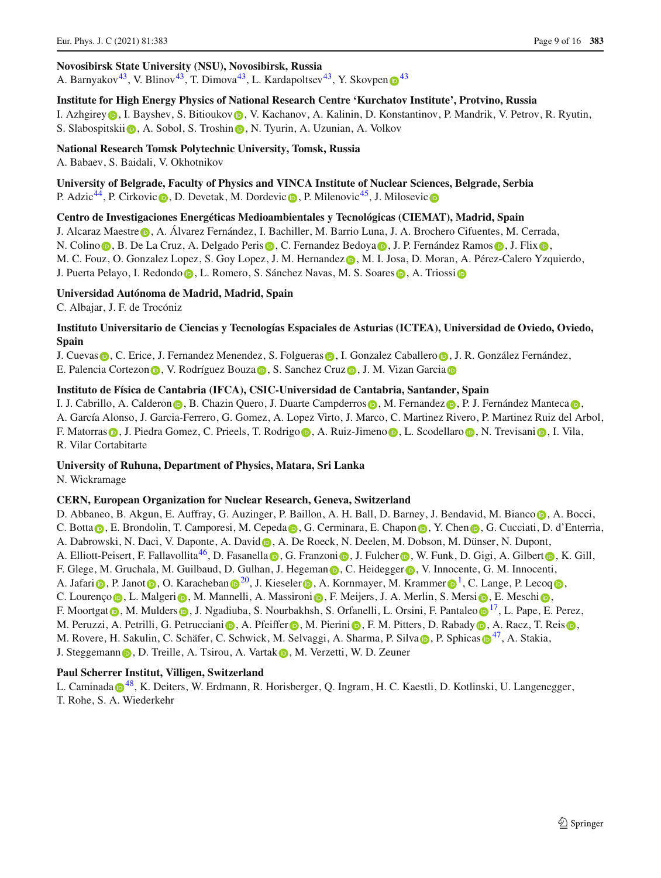**Novosibirsk State University (NSU), Novosibirsk, Russia**
A. Barnyakov[43], V. Blinov[43], T. Dimova[43], L. Kardapoltsev[43], Y. Skovpen[43]

**Institute for High Energy Physics of National Research Centre 'Kurchatov Institute', Protvino, Russia**
I. Azhgirey, I. Bayshev, S. Bitioukov, V. Kachanov, A. Kalinin, D. Konstantinov, P. Mandrik, V. Petrov, R. Ryutin, S. Slabospitskii, A. Sobol, S. Troshin, N. Tyurin, A. Uzunian, A. Volkov

**National Research Tomsk Polytechnic University, Tomsk, Russia**
A. Babaev, S. Baidali, V. Okhotnikov

**University of Belgrade, Faculty of Physics and VINCA Institute of Nuclear Sciences, Belgrade, Serbia**
P. Adzic[44], P. Cirkovic, D. Devetak, M. Dordevic, P. Milenovic[45], J. Milosevic

**Centro de Investigaciones Energéticas Medioambientales y Tecnológicas (CIEMAT), Madrid, Spain**
J. Alcaraz Maestre, A. Álvarez Fernández, I. Bachiller, M. Barrio Luna, J. A. Brochero Cifuentes, M. Cerrada, N. Colino, B. De La Cruz, A. Delgado Peris, C. Fernandez Bedoya, J. P. Fernández Ramos, J. Flix, M. C. Fouz, O. Gonzalez Lopez, S. Goy Lopez, J. M. Hernandez, M. I. Josa, D. Moran, A. Pérez-Calero Yzquierdo, J. Puerta Pelayo, I. Redondo, L. Romero, S. Sánchez Navas, M. S. Soares, A. Triossi

**Universidad Autónoma de Madrid, Madrid, Spain**
C. Albajar, J. F. de Trocóniz

**Instituto Universitario de Ciencias y Tecnologías Espaciales de Asturias (ICTEA), Universidad de Oviedo, Oviedo, Spain**
J. Cuevas, C. Erice, J. Fernandez Menendez, S. Folgueras, I. Gonzalez Caballero, J. R. González Fernández, E. Palencia Cortezon, V. Rodríguez Bouza, S. Sanchez Cruz, J. M. Vizan Garcia

**Instituto de Física de Cantabria (IFCA), CSIC-Universidad de Cantabria, Santander, Spain**
I. J. Cabrillo, A. Calderon, B. Chazin Quero, J. Duarte Campderros, M. Fernandez, P. J. Fernández Manteca, A. García Alonso, J. Garcia-Ferrero, G. Gomez, A. Lopez Virto, J. Marco, C. Martinez Rivero, P. Martinez Ruiz del Arbol, F. Matorras, J. Piedra Gomez, C. Prieels, T. Rodrigo, A. Ruiz-Jimeno, L. Scodellaro, N. Trevisani, I. Vila, R. Vilar Cortabitarte

**University of Ruhuna, Department of Physics, Matara, Sri Lanka**
N. Wickramage

**CERN, European Organization for Nuclear Research, Geneva, Switzerland**
D. Abbaneo, B. Akgun, E. Auffray, G. Auzinger, P. Baillon, A. H. Ball, D. Barney, J. Bendavid, M. Bianco, A. Bocci, C. Botta, E. Brondolin, T. Camporesi, M. Cepeda, G. Cerminara, E. Chapon, Y. Chen, G. Cucciati, D. d'Enterria, A. Dabrowski, N. Daci, V. Daponte, A. David, A. De Roeck, N. Deelen, M. Dobson, M. Dünser, N. Dupont, A. Elliott-Peisert, F. Fallavollita[46], D. Fasanella, G. Franzoni, J. Fulcher, W. Funk, D. Gigi, A. Gilbert, K. Gill, F. Glege, M. Gruchala, M. Guilbaud, D. Gulhan, J. Hegeman, C. Heidegger, V. Innocente, G. M. Innocenti, A. Jafari, P. Janot, O. Karacheban[20], J. Kieseler, A. Kornmayer, M. Krammer[1], C. Lange, P. Lecoq, C. Lourenço, L. Malgeri, M. Mannelli, A. Massironi, F. Meijers, J. A. Merlin, S. Mersi, E. Meschi, F. Moortgat, M. Mulders, J. Ngadiuba, S. Nourbakhsh, S. Orfanelli, L. Orsini, F. Pantaleo[17], L. Pape, E. Perez, M. Peruzzi, A. Petrilli, G. Petrucciani, A. Pfeiffer, M. Pierini, F. M. Pitters, D. Rabady, A. Racz, T. Reis, M. Rovere, H. Sakulin, C. Schäfer, C. Schwick, M. Selvaggi, A. Sharma, P. Silva, P. Sphicas[47], A. Stakia, J. Steggemann, D. Treille, A. Tsirou, A. Vartak, M. Verzetti, W. D. Zeuner

**Paul Scherrer Institut, Villigen, Switzerland**
L. Caminada[48], K. Deiters, W. Erdmann, R. Horisberger, Q. Ingram, H. C. Kaestli, D. Kotlinski, U. Langenegger, T. Rohe, S. A. Wiederkehr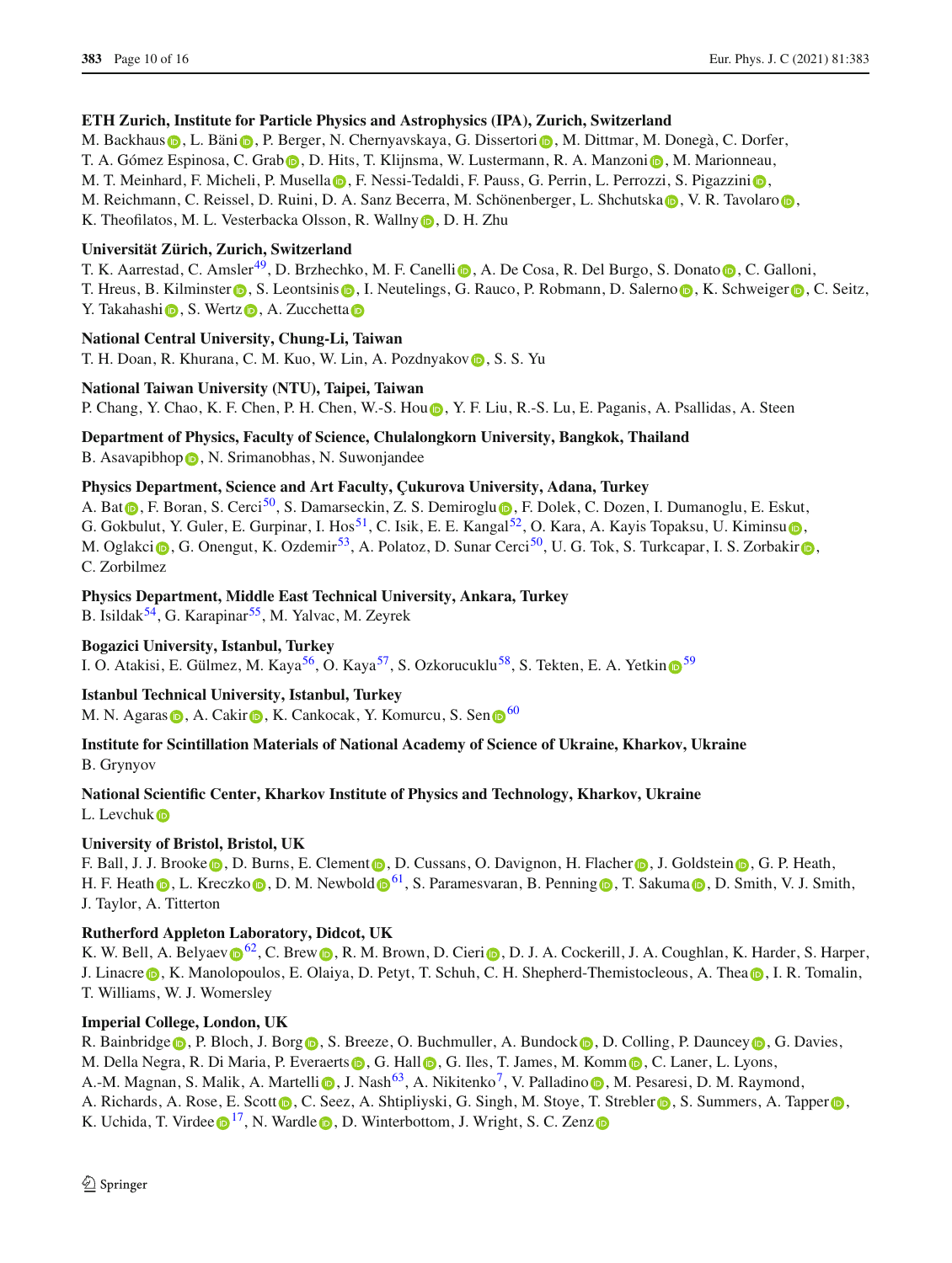**ETH Zurich, Institute for Particle Physics and Astrophysics (IPA), Zurich, Switzerland**

M. Backhaus, L. Bäni, P. Berger, N. Chernyavskaya, G. Dissertori, M. Dittmar, M. Donegà, C. Dorfer, T. A. Gómez Espinosa, C. Grab, D. Hits, T. Klijnsma, W. Lustermann, R. A. Manzoni, M. Marionneau, M. T. Meinhard, F. Micheli, P. Musella, F. Nessi-Tedaldi, F. Pauss, G. Perrin, L. Perrozzi, S. Pigazzini, M. Reichmann, C. Reissel, D. Ruini, D. A. Sanz Becerra, M. Schönenberger, L. Shchutska, V. R. Tavolaro, K. Theofilatos, M. L. Vesterbacka Olsson, R. Wallny, D. H. Zhu

**Universität Zürich, Zurich, Switzerland**

T. K. Aarrestad, C. Amsler[49], D. Brzhechko, M. F. Canelli, A. De Cosa, R. Del Burgo, S. Donato, C. Galloni, T. Hreus, B. Kilminster, S. Leontsinis, I. Neutelings, G. Rauco, P. Robmann, D. Salerno, K. Schweiger, C. Seitz, Y. Takahashi, S. Wertz, A. Zucchetta

**National Central University, Chung-Li, Taiwan**

T. H. Doan, R. Khurana, C. M. Kuo, W. Lin, A. Pozdnyakov, S. S. Yu

**National Taiwan University (NTU), Taipei, Taiwan**

P. Chang, Y. Chao, K. F. Chen, P. H. Chen, W.-S. Hou, Y. F. Liu, R.-S. Lu, E. Paganis, A. Psallidas, A. Steen

**Department of Physics, Faculty of Science, Chulalongkorn University, Bangkok, Thailand**

B. Asavapibhop, N. Srimanobhas, N. Suwonjandee

**Physics Department, Science and Art Faculty, Çukurova University, Adana, Turkey**

A. Bat, F. Boran, S. Cerci[50], S. Damarseckin, Z. S. Demiroglu, F. Dolek, C. Dozen, I. Dumanoglu, E. Eskut, G. Gokbulut, Y. Guler, E. Gurpinar, I. Hos[51], C. Isik, E. E. Kangal[52], O. Kara, A. Kayis Topaksu, U. Kiminsu, M. Oglakci, G. Onengut, K. Ozdemir[53], A. Polatoz, D. Sunar Cerci[50], U. G. Tok, S. Turkcapar, I. S. Zorbakir, C. Zorbilmez

**Physics Department, Middle East Technical University, Ankara, Turkey**

B. Isildak[54], G. Karapinar[55], M. Yalvac, M. Zeyrek

**Bogazici University, Istanbul, Turkey**

I. O. Atakisi, E. Gülmez, M. Kaya[56], O. Kaya[57], S. Ozkorucuklu[58], S. Tekten, E. A. Yetkin[59]

**Istanbul Technical University, Istanbul, Turkey**

M. N. Agaras, A. Cakir, K. Cankocak, Y. Komurcu, S. Sen[60]

**Institute for Scintillation Materials of National Academy of Science of Ukraine, Kharkov, Ukraine**

B. Grynyov

**National Scientific Center, Kharkov Institute of Physics and Technology, Kharkov, Ukraine**

L. Levchuk

**University of Bristol, Bristol, UK**

F. Ball, J. J. Brooke, D. Burns, E. Clement, D. Cussans, O. Davignon, H. Flacher, J. Goldstein, G. P. Heath, H. F. Heath, L. Kreczko, D. M. Newbold[61], S. Paramesvaran, B. Penning, T. Sakuma, D. Smith, V. J. Smith, J. Taylor, A. Titterton

**Rutherford Appleton Laboratory, Didcot, UK**

K. W. Bell, A. Belyaev[62], C. Brew, R. M. Brown, D. Cieri, D. J. A. Cockerill, J. A. Coughlan, K. Harder, S. Harper, J. Linacre, K. Manolopoulos, E. Olaiya, D. Petyt, T. Schuh, C. H. Shepherd-Themistocleous, A. Thea, I. R. Tomalin, T. Williams, W. J. Womersley

**Imperial College, London, UK**

R. Bainbridge, P. Bloch, J. Borg, S. Breeze, O. Buchmuller, A. Bundock, D. Colling, P. Dauncey, G. Davies, M. Della Negra, R. Di Maria, P. Everaerts, G. Hall, G. Iles, T. James, M. Komm, C. Laner, L. Lyons, A.-M. Magnan, S. Malik, A. Martelli, J. Nash[63], A. Nikitenko[7], V. Palladino, M. Pesaresi, D. M. Raymond, A. Richards, A. Rose, E. Scott, C. Seez, A. Shtipliyski, G. Singh, M. Stoye, T. Strebler, S. Summers, A. Tapper, K. Uchida, T. Virdee[17], N. Wardle, D. Winterbottom, J. Wright, S. C. Zenz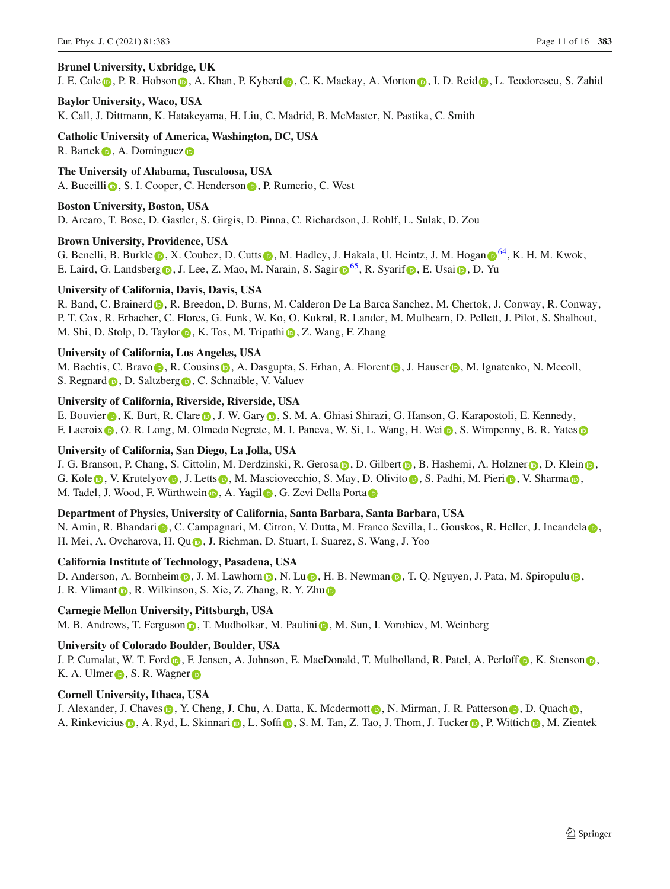**Brunel University, Uxbridge, UK**
J. E. Cole, P. R. Hobson, A. Khan, P. Kyberd, C. K. Mackay, A. Morton, I. D. Reid, L. Teodorescu, S. Zahid

**Baylor University, Waco, USA**
K. Call, J. Dittmann, K. Hatakeyama, H. Liu, C. Madrid, B. McMaster, N. Pastika, C. Smith

**Catholic University of America, Washington, DC, USA**
R. Bartek, A. Dominguez

**The University of Alabama, Tuscaloosa, USA**
A. Buccilli, S. I. Cooper, C. Henderson, P. Rumerio, C. West

**Boston University, Boston, USA**
D. Arcaro, T. Bose, D. Gastler, S. Girgis, D. Pinna, C. Richardson, J. Rohlf, L. Sulak, D. Zou

**Brown University, Providence, USA**
G. Benelli, B. Burkle, X. Coubez, D. Cutts, M. Hadley, J. Hakala, U. Heintz, J. M. Hogan[64], K. H. M. Kwok, E. Laird, G. Landsberg, J. Lee, Z. Mao, M. Narain, S. Sagir[65], R. Syarif, E. Usai, D. Yu

**University of California, Davis, Davis, USA**
R. Band, C. Brainerd, R. Breedon, D. Burns, M. Calderon De La Barca Sanchez, M. Chertok, J. Conway, R. Conway, P. T. Cox, R. Erbacher, C. Flores, G. Funk, W. Ko, O. Kukral, R. Lander, M. Mulhearn, D. Pellett, J. Pilot, S. Shalhout, M. Shi, D. Stolp, D. Taylor, K. Tos, M. Tripathi, Z. Wang, F. Zhang

**University of California, Los Angeles, USA**
M. Bachtis, C. Bravo, R. Cousins, A. Dasgupta, S. Erhan, A. Florent, J. Hauser, M. Ignatenko, N. Mccoll, S. Regnard, D. Saltzberg, C. Schnaible, V. Valuev

**University of California, Riverside, Riverside, USA**
E. Bouvier, K. Burt, R. Clare, J. W. Gary, S. M. A. Ghiasi Shirazi, G. Hanson, G. Karapostoli, E. Kennedy, F. Lacroix, O. R. Long, M. Olmedo Negrete, M. I. Paneva, W. Si, L. Wang, H. Wei, S. Wimpenny, B. R. Yates

**University of California, San Diego, La Jolla, USA**
J. G. Branson, P. Chang, S. Cittolin, M. Derdzinski, R. Gerosa, D. Gilbert, B. Hashemi, A. Holzner, D. Klein, G. Kole, V. Krutelyov, J. Letts, M. Masciovecchio, S. May, D. Olivito, S. Padhi, M. Pieri, V. Sharma, M. Tadel, J. Wood, F. Würthwein, A. Yagil, G. Zevi Della Porta

**Department of Physics, University of California, Santa Barbara, Santa Barbara, USA**
N. Amin, R. Bhandari, C. Campagnari, M. Citron, V. Dutta, M. Franco Sevilla, L. Gouskos, R. Heller, J. Incandela, H. Mei, A. Ovcharova, H. Qu, J. Richman, D. Stuart, I. Suarez, S. Wang, J. Yoo

**California Institute of Technology, Pasadena, USA**
D. Anderson, A. Bornheim, J. M. Lawhorn, N. Lu, H. B. Newman, T. Q. Nguyen, J. Pata, M. Spiropulu, J. R. Vlimant, R. Wilkinson, S. Xie, Z. Zhang, R. Y. Zhu

**Carnegie Mellon University, Pittsburgh, USA**
M. B. Andrews, T. Ferguson, T. Mudholkar, M. Paulini, M. Sun, I. Vorobiev, M. Weinberg

**University of Colorado Boulder, Boulder, USA**
J. P. Cumalat, W. T. Ford, F. Jensen, A. Johnson, E. MacDonald, T. Mulholland, R. Patel, A. Perloff, K. Stenson, K. A. Ulmer, S. R. Wagner

**Cornell University, Ithaca, USA**
J. Alexander, J. Chaves, Y. Cheng, J. Chu, A. Datta, K. Mcdermott, N. Mirman, J. R. Patterson, D. Quach, A. Rinkevicius, A. Ryd, L. Skinnari, L. Soffi, S. M. Tan, Z. Tao, J. Thom, J. Tucker, P. Wittich, M. Zientek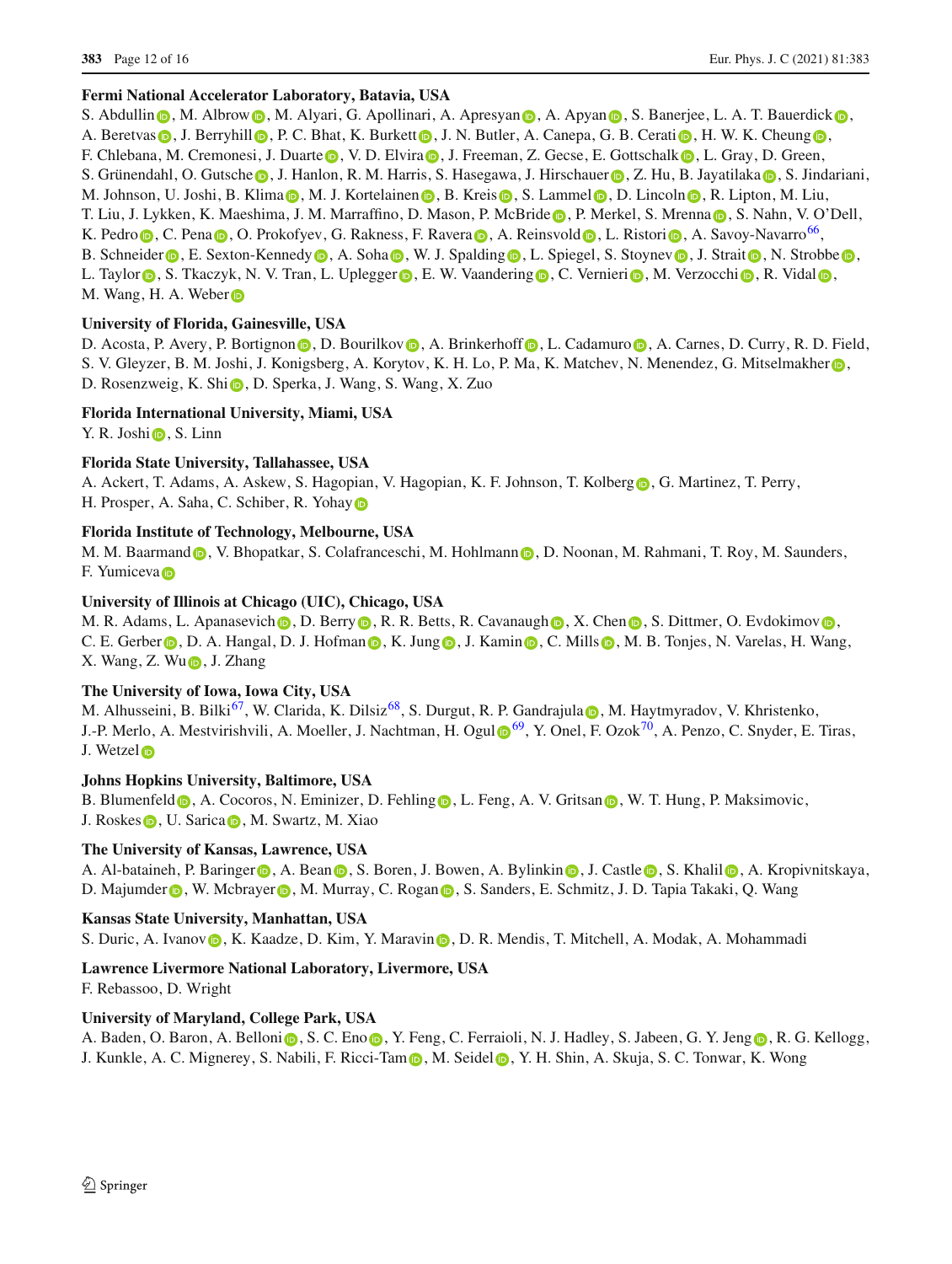**Fermi National Accelerator Laboratory, Batavia, USA**

S. Abdullin, M. Albrow, M. Alyari, G. Apollinari, A. Apresyan, A. Apyan, S. Banerjee, L. A. T. Bauerdick, A. Beretvas, J. Berryhill, P. C. Bhat, K. Burkett, J. N. Butler, A. Canepa, G. B. Cerati, H. W. K. Cheung, F. Chlebana, M. Cremonesi, J. Duarte, V. D. Elvira, J. Freeman, Z. Gecse, E. Gottschalk, L. Gray, D. Green, S. Grünendahl, O. Gutsche, J. Hanlon, R. M. Harris, S. Hasegawa, J. Hirschauer, Z. Hu, B. Jayatilaka, S. Jindariani, M. Johnson, U. Joshi, B. Klima, M. J. Kortelainen, B. Kreis, S. Lammel, D. Lincoln, R. Lipton, M. Liu, T. Liu, J. Lykken, K. Maeshima, J. M. Marraffino, D. Mason, P. McBride, P. Merkel, S. Mrenna, S. Nahn, V. O'Dell, K. Pedro, C. Pena, O. Prokofyev, G. Rakness, F. Ravera, A. Reinsvold, L. Ristori, A. Savoy-Navarro[66], B. Schneider, E. Sexton-Kennedy, A. Soha, W. J. Spalding, L. Spiegel, S. Stoynev, J. Strait, N. Strobbe, L. Taylor, S. Tkaczyk, N. V. Tran, L. Uplegger, E. W. Vaandering, C. Vernieri, M. Verzocchi, R. Vidal, M. Wang, H. A. Weber

**University of Florida, Gainesville, USA**

D. Acosta, P. Avery, P. Bortignon, D. Bourilkov, A. Brinkerhoff, L. Cadamuro, A. Carnes, D. Curry, R. D. Field, S. V. Gleyzer, B. M. Joshi, J. Konigsberg, A. Korytov, K. H. Lo, P. Ma, K. Matchev, N. Menendez, G. Mitselmakher, D. Rosenzweig, K. Shi, D. Sperka, J. Wang, S. Wang, X. Zuo

**Florida International University, Miami, USA**

Y. R. Joshi, S. Linn

**Florida State University, Tallahassee, USA**

A. Ackert, T. Adams, A. Askew, S. Hagopian, V. Hagopian, K. F. Johnson, T. Kolberg, G. Martinez, T. Perry, H. Prosper, A. Saha, C. Schiber, R. Yohay

**Florida Institute of Technology, Melbourne, USA**

M. M. Baarmand, V. Bhopatkar, S. Colafranceschi, M. Hohlmann, D. Noonan, M. Rahmani, T. Roy, M. Saunders, F. Yumiceva

**University of Illinois at Chicago (UIC), Chicago, USA**

M. R. Adams, L. Apanasevich, D. Berry, R. R. Betts, R. Cavanaugh, X. Chen, S. Dittmer, O. Evdokimov, C. E. Gerber, D. A. Hangal, D. J. Hofman, K. Jung, J. Kamin, C. Mills, M. B. Tonjes, N. Varelas, H. Wang, X. Wang, Z. Wu, J. Zhang

**The University of Iowa, Iowa City, USA**

M. Alhusseini, B. Bilki[67], W. Clarida, K. Dilsiz[68], S. Durgut, R. P. Gandrajula, M. Haytmyradov, V. Khristenko, J.-P. Merlo, A. Mestvirishvili, A. Moeller, J. Nachtman, H. Ogul[69], Y. Onel, F. Ozok[70], A. Penzo, C. Snyder, E. Tiras, J. Wetzel

**Johns Hopkins University, Baltimore, USA**

B. Blumenfeld, A. Cocoros, N. Eminizer, D. Fehling, L. Feng, A. V. Gritsan, W. T. Hung, P. Maksimovic, J. Roskes, U. Sarica, M. Swartz, M. Xiao

**The University of Kansas, Lawrence, USA**

A. Al-bataineh, P. Baringer, A. Bean, S. Boren, J. Bowen, A. Bylinkin, J. Castle, S. Khalil, A. Kropivnitskaya, D. Majumder, W. Mcbrayer, M. Murray, C. Rogan, S. Sanders, E. Schmitz, J. D. Tapia Takaki, Q. Wang

**Kansas State University, Manhattan, USA**

S. Duric, A. Ivanov, K. Kaadze, D. Kim, Y. Maravin, D. R. Mendis, T. Mitchell, A. Modak, A. Mohammadi

**Lawrence Livermore National Laboratory, Livermore, USA**

F. Rebassoo, D. Wright

**University of Maryland, College Park, USA**

A. Baden, O. Baron, A. Belloni, S. C. Eno, Y. Feng, C. Ferraioli, N. J. Hadley, S. Jabeen, G. Y. Jeng, R. G. Kellogg, J. Kunkle, A. C. Mignerey, S. Nabili, F. Ricci-Tam, M. Seidel, Y. H. Shin, A. Skuja, S. C. Tonwar, K. Wong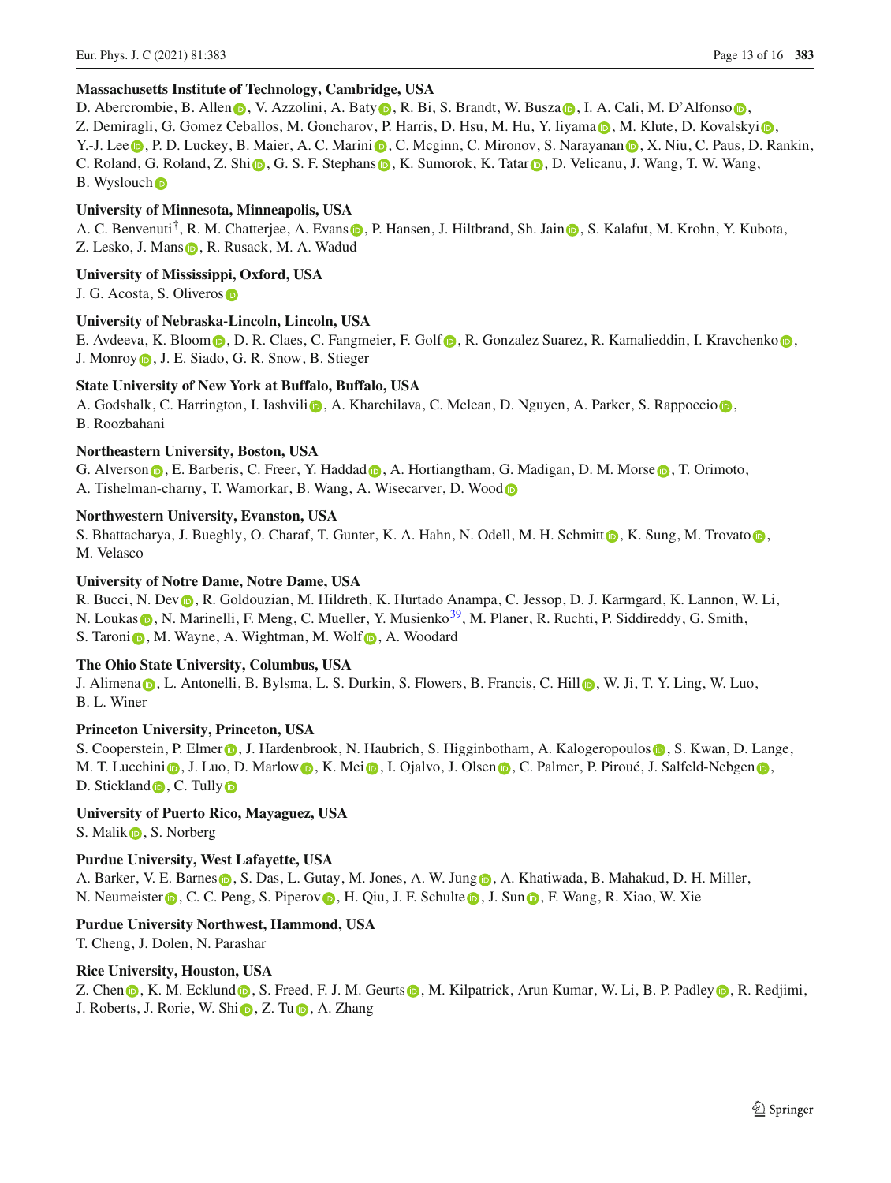**Massachusetts Institute of Technology, Cambridge, USA**
D. Abercrombie, B. Allen, V. Azzolini, A. Baty, R. Bi, S. Brandt, W. Busza, I. A. Cali, M. D'Alfonso, Z. Demiragli, G. Gomez Ceballos, M. Goncharov, P. Harris, D. Hsu, M. Hu, Y. Iiyama, M. Klute, D. Kovalskyi, Y.-J. Lee, P. D. Luckey, B. Maier, A. C. Marini, C. Mcginn, C. Mironov, S. Narayanan, X. Niu, C. Paus, D. Rankin, C. Roland, G. Roland, Z. Shi, G. S. F. Stephans, K. Sumorok, K. Tatar, D. Velicanu, J. Wang, T. W. Wang, B. Wyslouch

**University of Minnesota, Minneapolis, USA**
A. C. Benvenuti[†], R. M. Chatterjee, A. Evans, P. Hansen, J. Hiltbrand, Sh. Jain, S. Kalafut, M. Krohn, Y. Kubota, Z. Lesko, J. Mans, R. Rusack, M. A. Wadud

**University of Mississippi, Oxford, USA**
J. G. Acosta, S. Oliveros

**University of Nebraska-Lincoln, Lincoln, USA**
E. Avdeeva, K. Bloom, D. R. Claes, C. Fangmeier, F. Golf, R. Gonzalez Suarez, R. Kamalieddin, I. Kravchenko, J. Monroy, J. E. Siado, G. R. Snow, B. Stieger

**State University of New York at Buffalo, Buffalo, USA**
A. Godshalk, C. Harrington, I. Iashvili, A. Kharchilava, C. Mclean, D. Nguyen, A. Parker, S. Rappoccio, B. Roozbahani

**Northeastern University, Boston, USA**
G. Alverson, E. Barberis, C. Freer, Y. Haddad, A. Hortiangtham, G. Madigan, D. M. Morse, T. Orimoto, A. Tishelman-charny, T. Wamorkar, B. Wang, A. Wisecarver, D. Wood

**Northwestern University, Evanston, USA**
S. Bhattacharya, J. Bueghly, O. Charaf, T. Gunter, K. A. Hahn, N. Odell, M. H. Schmitt, K. Sung, M. Trovato, M. Velasco

**University of Notre Dame, Notre Dame, USA**
R. Bucci, N. Dev, R. Goldouzian, M. Hildreth, K. Hurtado Anampa, C. Jessop, D. J. Karmgard, K. Lannon, W. Li, N. Loukas, N. Marinelli, F. Meng, C. Mueller, Y. Musienko[39], M. Planer, R. Ruchti, P. Siddireddy, G. Smith, S. Taroni, M. Wayne, A. Wightman, M. Wolf, A. Woodard

**The Ohio State University, Columbus, USA**
J. Alimena, L. Antonelli, B. Bylsma, L. S. Durkin, S. Flowers, B. Francis, C. Hill, W. Ji, T. Y. Ling, W. Luo, B. L. Winer

**Princeton University, Princeton, USA**
S. Cooperstein, P. Elmer, J. Hardenbrook, N. Haubrich, S. Higginbotham, A. Kalogeropoulos, S. Kwan, D. Lange, M. T. Lucchini, J. Luo, D. Marlow, K. Mei, I. Ojalvo, J. Olsen, C. Palmer, P. Piroué, J. Salfeld-Nebgen, D. Stickland, C. Tully

**University of Puerto Rico, Mayaguez, USA**
S. Malik, S. Norberg

**Purdue University, West Lafayette, USA**
A. Barker, V. E. Barnes, S. Das, L. Gutay, M. Jones, A. W. Jung, A. Khatiwada, B. Mahakud, D. H. Miller, N. Neumeister, C. C. Peng, S. Piperov, H. Qiu, J. F. Schulte, J. Sun, F. Wang, R. Xiao, W. Xie

**Purdue University Northwest, Hammond, USA**
T. Cheng, J. Dolen, N. Parashar

**Rice University, Houston, USA**
Z. Chen, K. M. Ecklund, S. Freed, F. J. M. Geurts, M. Kilpatrick, Arun Kumar, W. Li, B. P. Padley, R. Redjimi, J. Roberts, J. Rorie, W. Shi, Z. Tu, A. Zhang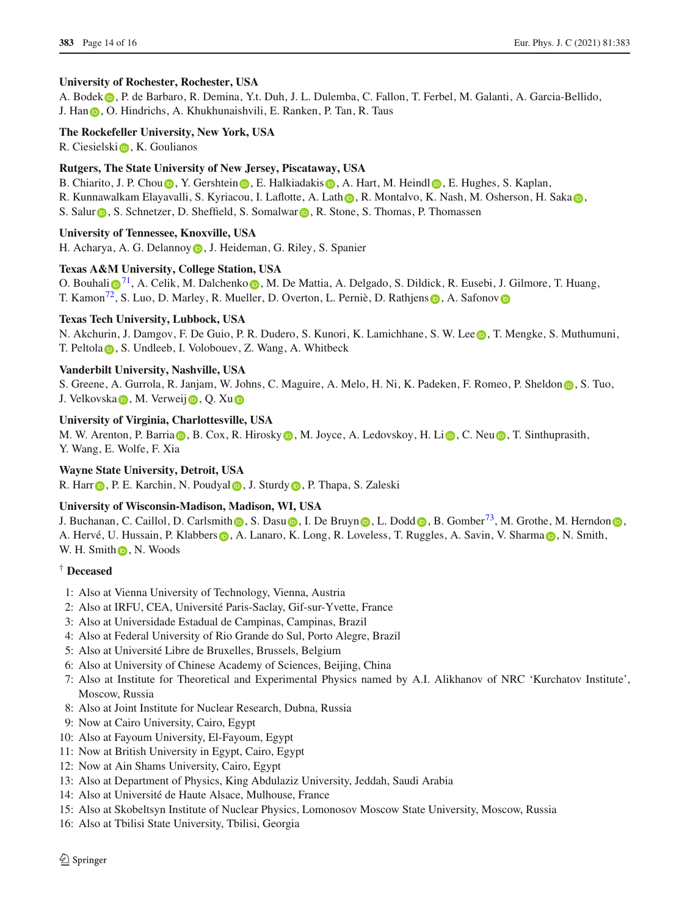**University of Rochester, Rochester, USA**

A. Bodek, P. de Barbaro, R. Demina, Y.t. Duh, J. L. Dulemba, C. Fallon, T. Ferbel, M. Galanti, A. Garcia-Bellido, J. Han, O. Hindrichs, A. Khukhunaishvili, E. Ranken, P. Tan, R. Taus

**The Rockefeller University, New York, USA**

R. Ciesielski, K. Goulianos

**Rutgers, The State University of New Jersey, Piscataway, USA**

B. Chiarito, J. P. Chou, Y. Gershtein, E. Halkiadakis, A. Hart, M. Heindl, E. Hughes, S. Kaplan, R. Kunnawalkam Elayavalli, S. Kyriacou, I. Laflotte, A. Lath, R. Montalvo, K. Nash, M. Osherson, H. Saka, S. Salur, S. Schnetzer, D. Sheffield, S. Somalwar, R. Stone, S. Thomas, P. Thomassen

**University of Tennessee, Knoxville, USA**

H. Acharya, A. G. Delannoy, J. Heideman, G. Riley, S. Spanier

**Texas A&M University, College Station, USA**

O. Bouhali[71], A. Celik, M. Dalchenko, M. De Mattia, A. Delgado, S. Dildick, R. Eusebi, J. Gilmore, T. Huang, T. Kamon[72], S. Luo, D. Marley, R. Mueller, D. Overton, L. Perniè, D. Rathjens, A. Safonov

**Texas Tech University, Lubbock, USA**

N. Akchurin, J. Damgov, F. De Guio, P. R. Dudero, S. Kunori, K. Lamichhane, S. W. Lee, T. Mengke, S. Muthumuni, T. Peltola, S. Undleeb, I. Volobouev, Z. Wang, A. Whitbeck

**Vanderbilt University, Nashville, USA**

S. Greene, A. Gurrola, R. Janjam, W. Johns, C. Maguire, A. Melo, H. Ni, K. Padeken, F. Romeo, P. Sheldon, S. Tuo, J. Velkovska, M. Verweij, Q. Xu

**University of Virginia, Charlottesville, USA**

M. W. Arenton, P. Barria, B. Cox, R. Hirosky, M. Joyce, A. Ledovskoy, H. Li, C. Neu, T. Sinthuprasith, Y. Wang, E. Wolfe, F. Xia

**Wayne State University, Detroit, USA**

R. Harr, P. E. Karchin, N. Poudyal, J. Sturdy, P. Thapa, S. Zaleski

**University of Wisconsin-Madison, Madison, WI, USA**

J. Buchanan, C. Caillol, D. Carlsmith, S. Dasu, I. De Bruyn, L. Dodd, B. Gomber[73], M. Grothe, M. Herndon, A. Hervé, U. Hussain, P. Klabbers, A. Lanaro, K. Long, R. Loveless, T. Ruggles, A. Savin, V. Sharma, N. Smith, W. H. Smith, N. Woods

**† Deceased**

1: Also at Vienna University of Technology, Vienna, Austria
2: Also at IRFU, CEA, Université Paris-Saclay, Gif-sur-Yvette, France
3: Also at Universidade Estadual de Campinas, Campinas, Brazil
4: Also at Federal University of Rio Grande do Sul, Porto Alegre, Brazil
5: Also at Université Libre de Bruxelles, Brussels, Belgium
6: Also at University of Chinese Academy of Sciences, Beijing, China
7: Also at Institute for Theoretical and Experimental Physics named by A.I. Alikhanov of NRC 'Kurchatov Institute', Moscow, Russia
8: Also at Joint Institute for Nuclear Research, Dubna, Russia
9: Now at Cairo University, Cairo, Egypt
10: Also at Fayoum University, El-Fayoum, Egypt
11: Now at British University in Egypt, Cairo, Egypt
12: Now at Ain Shams University, Cairo, Egypt
13: Also at Department of Physics, King Abdulaziz University, Jeddah, Saudi Arabia
14: Also at Université de Haute Alsace, Mulhouse, France
15: Also at Skobeltsyn Institute of Nuclear Physics, Lomonosov Moscow State University, Moscow, Russia
16: Also at Tbilisi State University, Tbilisi, Georgia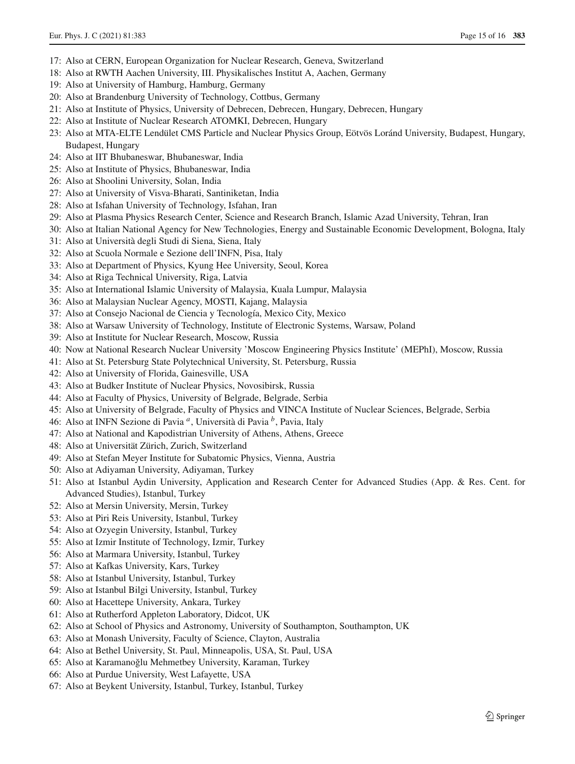17: Also at CERN, European Organization for Nuclear Research, Geneva, Switzerland
18: Also at RWTH Aachen University, III. Physikalisches Institut A, Aachen, Germany
19: Also at University of Hamburg, Hamburg, Germany
20: Also at Brandenburg University of Technology, Cottbus, Germany
21: Also at Institute of Physics, University of Debrecen, Debrecen, Hungary, Debrecen, Hungary
22: Also at Institute of Nuclear Research ATOMKI, Debrecen, Hungary
23: Also at MTA-ELTE Lendület CMS Particle and Nuclear Physics Group, Eötvös Loránd University, Budapest, Hungary, Budapest, Hungary
24: Also at IIT Bhubaneswar, Bhubaneswar, India
25: Also at Institute of Physics, Bhubaneswar, India
26: Also at Shoolini University, Solan, India
27: Also at University of Visva-Bharati, Santiniketan, India
28: Also at Isfahan University of Technology, Isfahan, Iran
29: Also at Plasma Physics Research Center, Science and Research Branch, Islamic Azad University, Tehran, Iran
30: Also at Italian National Agency for New Technologies, Energy and Sustainable Economic Development, Bologna, Italy
31: Also at Università degli Studi di Siena, Siena, Italy
32: Also at Scuola Normale e Sezione dell'INFN, Pisa, Italy
33: Also at Department of Physics, Kyung Hee University, Seoul, Korea
34: Also at Riga Technical University, Riga, Latvia
35: Also at International Islamic University of Malaysia, Kuala Lumpur, Malaysia
36: Also at Malaysian Nuclear Agency, MOSTI, Kajang, Malaysia
37: Also at Consejo Nacional de Ciencia y Tecnología, Mexico City, Mexico
38: Also at Warsaw University of Technology, Institute of Electronic Systems, Warsaw, Poland
39: Also at Institute for Nuclear Research, Moscow, Russia
40: Now at National Research Nuclear University 'Moscow Engineering Physics Institute' (MEPhI), Moscow, Russia
41: Also at St. Petersburg State Polytechnical University, St. Petersburg, Russia
42: Also at University of Florida, Gainesville, USA
43: Also at Budker Institute of Nuclear Physics, Novosibirsk, Russia
44: Also at Faculty of Physics, University of Belgrade, Belgrade, Serbia
45: Also at University of Belgrade, Faculty of Physics and VINCA Institute of Nuclear Sciences, Belgrade, Serbia
46: Also at INFN Sezione di Pavia [a], Università di Pavia [b], Pavia, Italy
47: Also at National and Kapodistrian University of Athens, Athens, Greece
48: Also at Universität Zürich, Zurich, Switzerland
49: Also at Stefan Meyer Institute for Subatomic Physics, Vienna, Austria
50: Also at Adiyaman University, Adiyaman, Turkey
51: Also at Istanbul Aydin University, Application and Research Center for Advanced Studies (App. & Res. Cent. for Advanced Studies), Istanbul, Turkey
52: Also at Mersin University, Mersin, Turkey
53: Also at Piri Reis University, Istanbul, Turkey
54: Also at Ozyegin University, Istanbul, Turkey
55: Also at Izmir Institute of Technology, Izmir, Turkey
56: Also at Marmara University, Istanbul, Turkey
57: Also at Kafkas University, Kars, Turkey
58: Also at Istanbul University, Istanbul, Turkey
59: Also at Istanbul Bilgi University, Istanbul, Turkey
60: Also at Hacettepe University, Ankara, Turkey
61: Also at Rutherford Appleton Laboratory, Didcot, UK
62: Also at School of Physics and Astronomy, University of Southampton, Southampton, UK
63: Also at Monash University, Faculty of Science, Clayton, Australia
64: Also at Bethel University, St. Paul, Minneapolis, USA, St. Paul, USA
65: Also at Karamanoğlu Mehmetbey University, Karaman, Turkey
66: Also at Purdue University, West Lafayette, USA
67: Also at Beykent University, Istanbul, Turkey, Istanbul, Turkey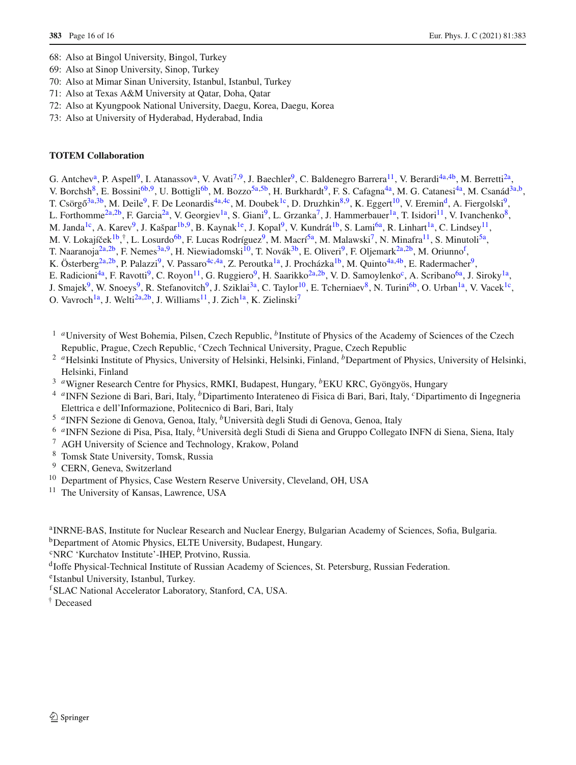68: Also at Bingol University, Bingol, Turkey
69: Also at Sinop University, Sinop, Turkey
70: Also at Mimar Sinan University, Istanbul, Istanbul, Turkey
71: Also at Texas A&M University at Qatar, Doha, Qatar
72: Also at Kyungpook National University, Daegu, Korea, Daegu, Korea
73: Also at University of Hyderabad, Hyderabad, India

**TOTEM Collaboration**

G. Antchev[a], P. Aspell[9], I. Atanassov[a], V. Avati[7,9], J. Baechler[9], C. Baldenegro Barrera[11], V. Berardi[4a,4b], M. Berretti[2a], V. Borchsh[8], E. Bossini[6b,9], U. Bottigli[6b], M. Bozzo[5a,5b], H. Burkhardt[9], F. S. Cafagna[4a], M. G. Catanesi[4a], M. Csanád[3a,b], T. Csörgő[3a,3b], M. Deile[9], F. De Leonardis[4a,4c], M. Doubek[1c], D. Druzhkin[8,9], K. Eggert[10], V. Eremin[d], A. Fiergolski[9], L. Forthomme[2a,2b], F. Garcia[2a], V. Georgiev[1a], S. Giani[9], L. Grzanka[7], J. Hammerbauer[1a], T. Isidori[11], V. Ivanchenko[8], M. Janda[1c], A. Karev[9], J. Kašpar[1b,9], B. Kaynak[1e], J. Kopal[9], V. Kundrát[1b], S. Lami[6a], R. Linhart[1a], C. Lindsey[11], M. V. Lokajíček[1b,†], L. Losurdo[6b], F. Lucas Rodríguez[9], M. Macrí[5a], M. Malawski[7], N. Minafra[11], S. Minutoli[5a], T. Naaranoja[2a,2b], F. Nemes[3a,9], H. Niewiadomski[10], T. Novák[3b], E. Oliveri[9], F. Oljemark[2a,2b], M. Oriunno[f], K. Österberg[2a,2b], P. Palazzi[9], V. Passaro[4c,4a], Z. Peroutka[1a], J. Procházka[1b], M. Quinto[4a,4b], E. Radermacher[9], E. Radicioni[4a], F. Ravotti[9], C. Royon[11], G. Ruggiero[9], H. Saarikko[2a,2b], V. D. Samoylenko[c], A. Scribano[6a], J. Siroky[1a], J. Smajek[9], W. Snoeys[9], R. Stefanovitch[9], J. Sziklai[3a], C. Taylor[10], E. Tcherniaev[8], N. Turini[6b], O. Urban[1a], V. Vacek[1c], O. Vavroch[1a], J. Welti[2a,2b], J. Williams[11], J. Zich[1a], K. Zielinski[7]

1. [a]University of West Bohemia, Pilsen, Czech Republic, [b]Institute of Physics of the Academy of Sciences of the Czech Republic, Prague, Czech Republic, [c]Czech Technical University, Prague, Czech Republic
2. [a]Helsinki Institute of Physics, University of Helsinki, Helsinki, Finland, [b]Department of Physics, University of Helsinki, Helsinki, Finland
3. [a]Wigner Research Centre for Physics, RMKI, Budapest, Hungary, [b]EKU KRC, Gyöngyös, Hungary
4. [a]INFN Sezione di Bari, Bari, Italy, [b]Dipartimento Interateneo di Fisica di Bari, Bari, Italy, [c]Dipartimento di Ingegneria Elettrica e dell'Informazione, Politecnico di Bari, Bari, Italy
5. [a]INFN Sezione di Genova, Genoa, Italy, [b]Università degli Studi di Genova, Genoa, Italy
6. [a]INFN Sezione di Pisa, Pisa, Italy, [b]Università degli Studi di Siena and Gruppo Collegato INFN di Siena, Siena, Italy
7. AGH University of Science and Technology, Krakow, Poland
8. Tomsk State University, Tomsk, Russia
9. CERN, Geneva, Switzerland
10. Department of Physics, Case Western Reserve University, Cleveland, OH, USA
11. The University of Kansas, Lawrence, USA

[a]INRNE-BAS, Institute for Nuclear Research and Nuclear Energy, Bulgarian Academy of Sciences, Sofia, Bulgaria.
[b]Department of Atomic Physics, ELTE University, Budapest, Hungary.
[c]NRC 'Kurchatov Institute'-IHEP, Protvino, Russia.
[d]Ioffe Physical-Technical Institute of Russian Academy of Sciences, St. Petersburg, Russian Federation.
[e]Istanbul University, Istanbul, Turkey.
[f]SLAC National Accelerator Laboratory, Stanford, CA, USA.
[†] Deceased